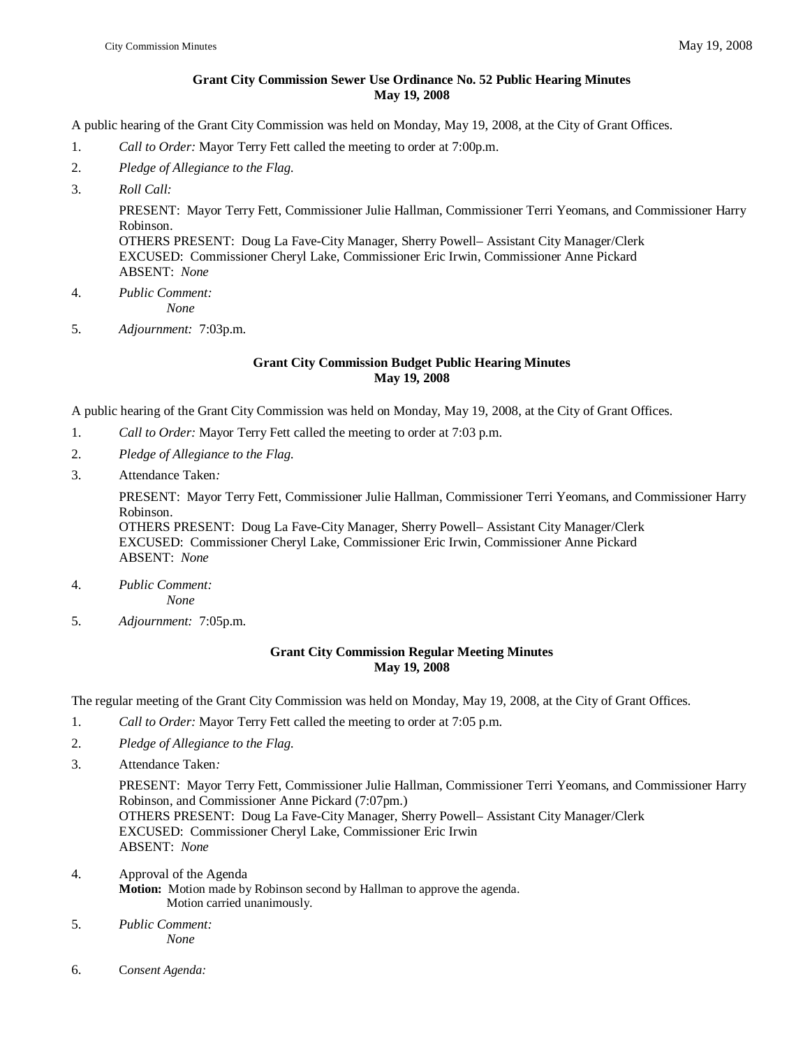**Grant City Commission Sewer Use Ordinance No. 52 Public Hearing Minutes**
**May 19, 2008**

A public hearing of the Grant City Commission was held on Monday, May 19, 2008, at the City of Grant Offices.

1. *Call to Order:* Mayor Terry Fett called the meeting to order at 7:00p.m.
2. *Pledge of Allegiance to the Flag.*
3. *Roll Call:*

   PRESENT: Mayor Terry Fett, Commissioner Julie Hallman, Commissioner Terri Yeomans, and Commissioner Harry Robinson.
   OTHERS PRESENT: Doug La Fave-City Manager, Sherry Powell– Assistant City Manager/Clerk
   EXCUSED: Commissioner Cheryl Lake, Commissioner Eric Irwin, Commissioner Anne Pickard
   ABSENT: *None*

4. *Public Comment:*
   *None*
5. *Adjournment:* 7:03p.m.

**Grant City Commission Budget Public Hearing Minutes**
**May 19, 2008**

A public hearing of the Grant City Commission was held on Monday, May 19, 2008, at the City of Grant Offices.

1. *Call to Order:* Mayor Terry Fett called the meeting to order at 7:03 p.m.
2. *Pledge of Allegiance to the Flag.*
3. Attendance Taken*:*

   PRESENT: Mayor Terry Fett, Commissioner Julie Hallman, Commissioner Terri Yeomans, and Commissioner Harry Robinson.
   OTHERS PRESENT: Doug La Fave-City Manager, Sherry Powell– Assistant City Manager/Clerk
   EXCUSED: Commissioner Cheryl Lake, Commissioner Eric Irwin, Commissioner Anne Pickard
   ABSENT: *None*

4. *Public Comment:*
   *None*
5. *Adjournment:* 7:05p.m.

**Grant City Commission Regular Meeting Minutes**
**May 19, 2008**

The regular meeting of the Grant City Commission was held on Monday, May 19, 2008, at the City of Grant Offices.

1. *Call to Order:* Mayor Terry Fett called the meeting to order at 7:05 p.m.
2. *Pledge of Allegiance to the Flag.*
3. Attendance Taken*:*

   PRESENT: Mayor Terry Fett, Commissioner Julie Hallman, Commissioner Terri Yeomans, and Commissioner Harry Robinson, and Commissioner Anne Pickard (7:07pm.)
   OTHERS PRESENT: Doug La Fave-City Manager, Sherry Powell– Assistant City Manager/Clerk
   EXCUSED: Commissioner Cheryl Lake, Commissioner Eric Irwin
   ABSENT: *None*

4. Approval of the Agenda
   **Motion:** Motion made by Robinson second by Hallman to approve the agenda.
   Motion carried unanimously.
5. *Public Comment:*
   *None*
6. C*onsent Agenda:*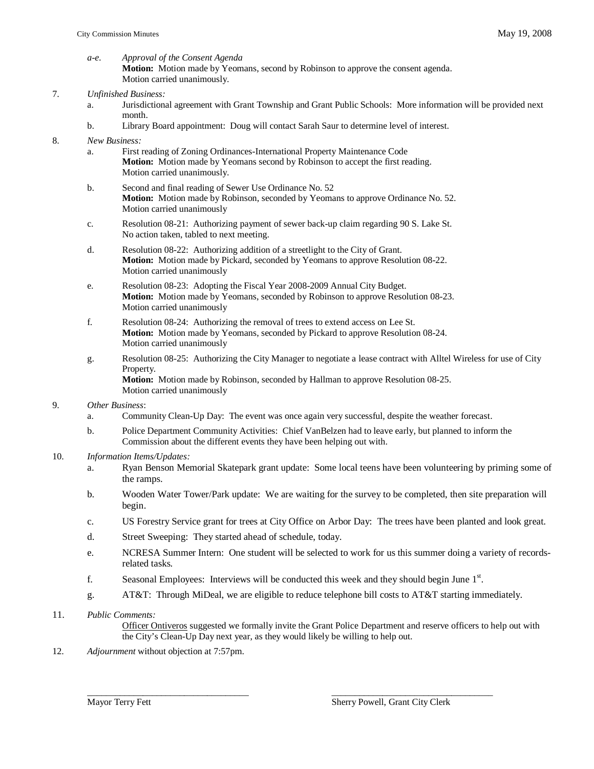*a-e. Approval of the Consent Agenda*

**Motion:** Motion made by Yeomans, second by Robinson to approve the consent agenda.
Motion carried unanimously.

7. *Unfinished Business:*
   a. Jurisdictional agreement with Grant Township and Grant Public Schools: More information will be provided next month.
   b. Library Board appointment: Doug will contact Sarah Saur to determine level of interest.

8. *New Business:*
   a. First reading of Zoning Ordinances-International Property Maintenance Code
      **Motion:** Motion made by Yeomans second by Robinson to accept the first reading.
      Motion carried unanimously.
   b. Second and final reading of Sewer Use Ordinance No. 52
      **Motion:** Motion made by Robinson, seconded by Yeomans to approve Ordinance No. 52.
      Motion carried unanimously
   c. Resolution 08-21: Authorizing payment of sewer back-up claim regarding 90 S. Lake St.
      No action taken, tabled to next meeting.
   d. Resolution 08-22: Authorizing addition of a streetlight to the City of Grant.
      **Motion:** Motion made by Pickard, seconded by Yeomans to approve Resolution 08-22.
      Motion carried unanimously
   e. Resolution 08-23: Adopting the Fiscal Year 2008-2009 Annual City Budget.
      **Motion:** Motion made by Yeomans, seconded by Robinson to approve Resolution 08-23.
      Motion carried unanimously
   f. Resolution 08-24: Authorizing the removal of trees to extend access on Lee St.
      **Motion:** Motion made by Yeomans, seconded by Pickard to approve Resolution 08-24.
      Motion carried unanimously
   g. Resolution 08-25: Authorizing the City Manager to negotiate a lease contract with Alltel Wireless for use of City Property.
      **Motion:** Motion made by Robinson, seconded by Hallman to approve Resolution 08-25.
      Motion carried unanimously

9. *Other Business*:
   a. Community Clean-Up Day: The event was once again very successful, despite the weather forecast.
   b. Police Department Community Activities: Chief VanBelzen had to leave early, but planned to inform the Commission about the different events they have been helping out with.

10. *Information Items/Updates:*
    a. Ryan Benson Memorial Skatepark grant update: Some local teens have been volunteering by priming some of the ramps.
    b. Wooden Water Tower/Park update: We are waiting for the survey to be completed, then site preparation will begin.
    c. US Forestry Service grant for trees at City Office on Arbor Day: The trees have been planted and look great.
    d. Street Sweeping: They started ahead of schedule, today.
    e. NCRESA Summer Intern: One student will be selected to work for us this summer doing a variety of records-related tasks.
    f. Seasonal Employees: Interviews will be conducted this week and they should begin June 1st.
    g. AT&T: Through MiDeal, we are eligible to reduce telephone bill costs to AT&T starting immediately.

11. *Public Comments:*
    Officer Ontiveros suggested we formally invite the Grant Police Department and reserve officers to help out with the City's Clean-Up Day next year, as they would likely be willing to help out.

12. *Adjournment* without objection at 7:57pm.

___________________________________
Mayor Terry Fett

___________________________________
Sherry Powell, Grant City Clerk